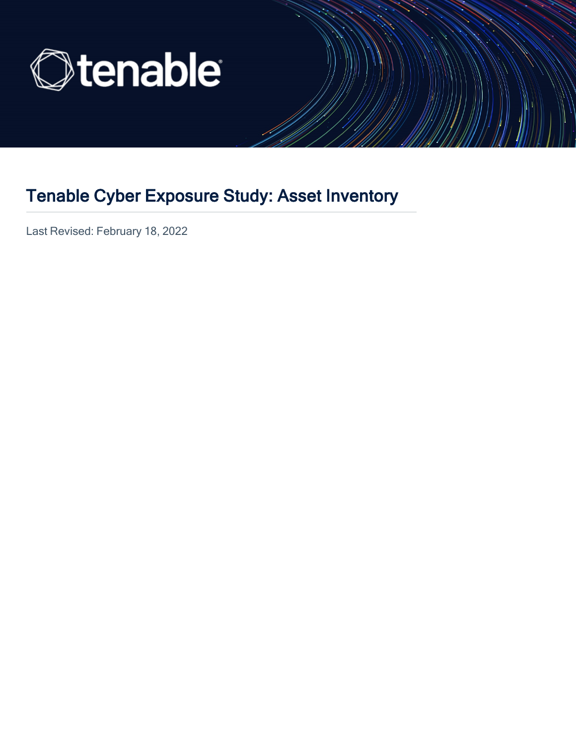# Tenable Cyber Exposure Study: Asset Inventory

Last Revised: February 18, 2022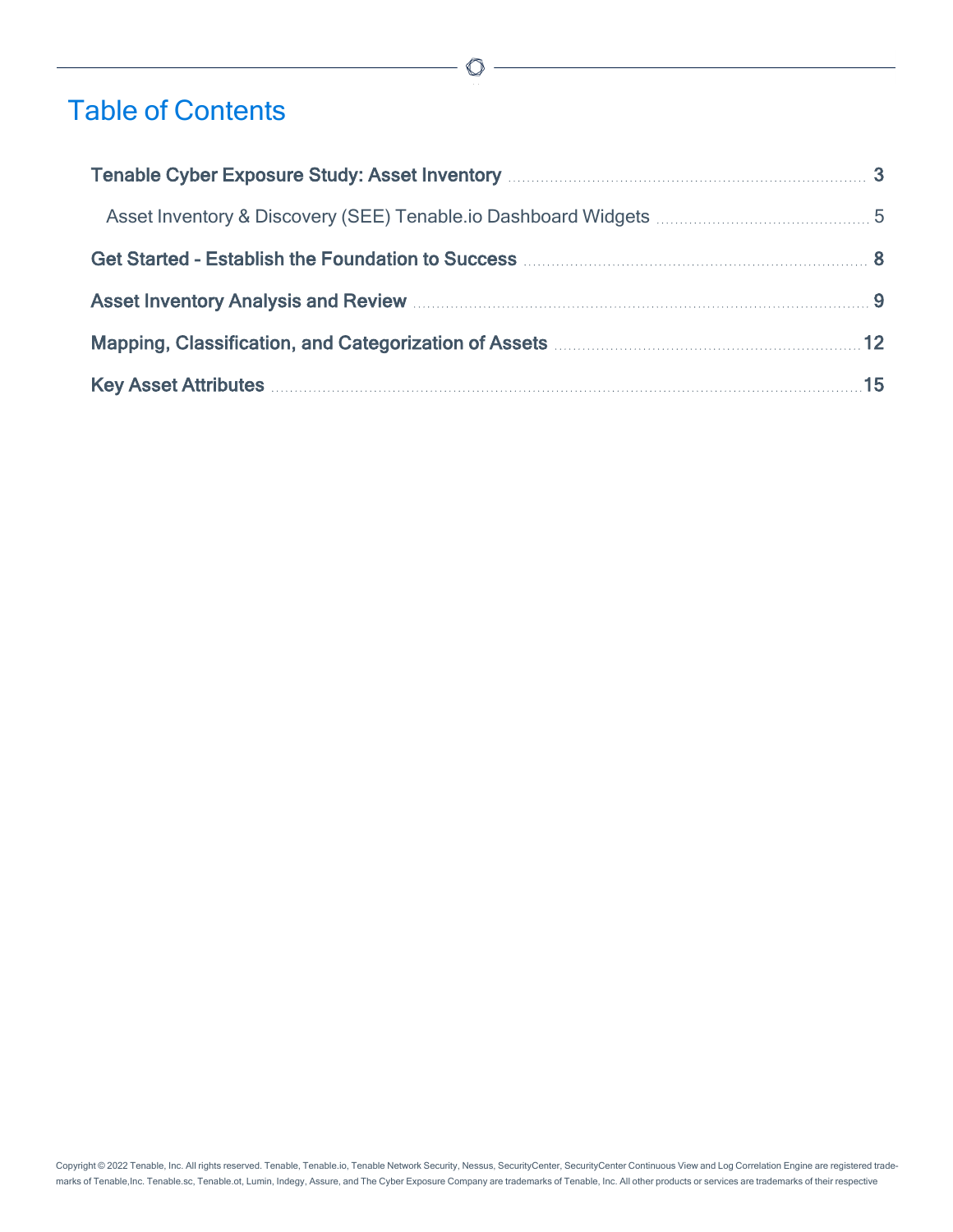# Table of Contents

- **Tenable Cyber Exposure Study: Asset Inventory** ........ **3**
  - Asset Inventory & Discovery (SEE) Tenable.io Dashboard Widgets ........ 5
- **Get Started - Establish the Foundation to Success** ........ **8**
- **Asset Inventory Analysis and Review** ........ **9**
- **Mapping, Classification, and Categorization of Assets** ........ **12**
- **Key Asset Attributes** ........ **15**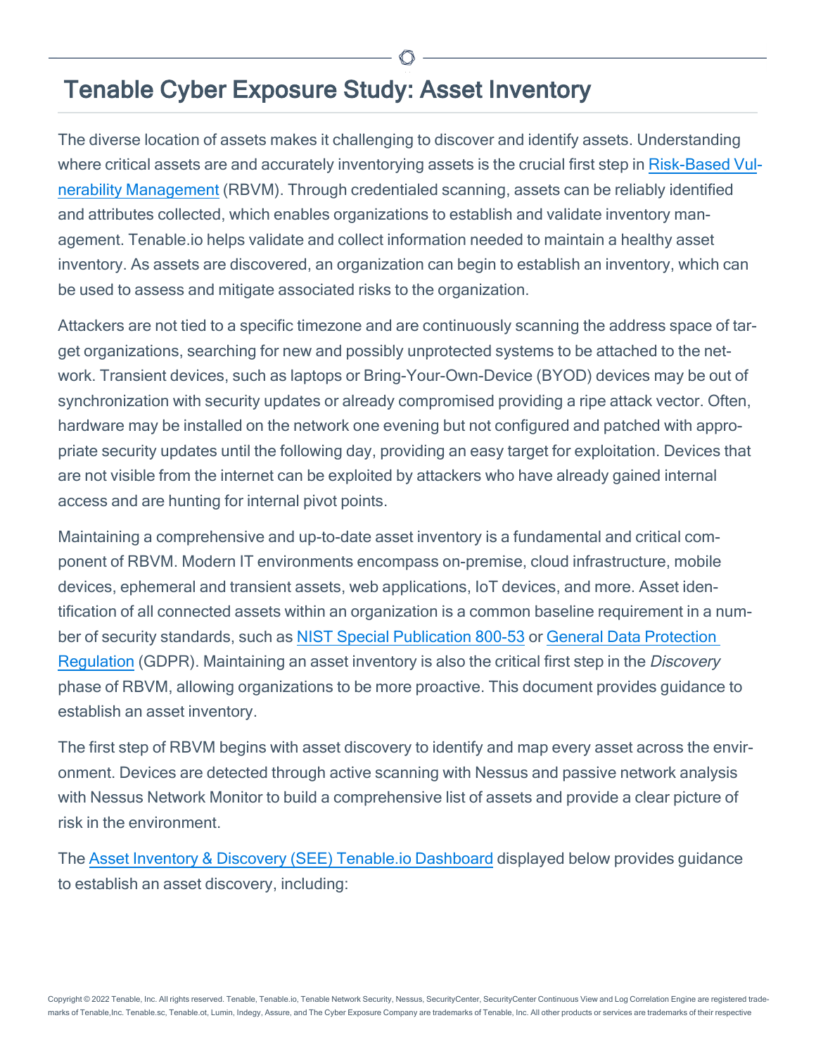# Tenable Cyber Exposure Study: Asset Inventory

The diverse location of assets makes it challenging to discover and identify assets. Understanding where critical assets are and accurately inventorying assets is the crucial first step in [Risk-Based Vulnerability Management]() (RBVM). Through credentialed scanning, assets can be reliably identified and attributes collected, which enables organizations to establish and validate inventory management. Tenable.io helps validate and collect information needed to maintain a healthy asset inventory. As assets are discovered, an organization can begin to establish an inventory, which can be used to assess and mitigate associated risks to the organization.

Attackers are not tied to a specific timezone and are continuously scanning the address space of target organizations, searching for new and possibly unprotected systems to be attached to the network. Transient devices, such as laptops or Bring-Your-Own-Device (BYOD) devices may be out of synchronization with security updates or already compromised providing a ripe attack vector. Often, hardware may be installed on the network one evening but not configured and patched with appropriate security updates until the following day, providing an easy target for exploitation. Devices that are not visible from the internet can be exploited by attackers who have already gained internal access and are hunting for internal pivot points.

Maintaining a comprehensive and up-to-date asset inventory is a fundamental and critical component of RBVM. Modern IT environments encompass on-premise, cloud infrastructure, mobile devices, ephemeral and transient assets, web applications, IoT devices, and more. Asset identification of all connected assets within an organization is a common baseline requirement in a number of security standards, such as [NIST Special Publication 800-53]() or [General Data Protection Regulation]() (GDPR). Maintaining an asset inventory is also the critical first step in the *Discovery* phase of RBVM, allowing organizations to be more proactive. This document provides guidance to establish an asset inventory.

The first step of RBVM begins with asset discovery to identify and map every asset across the environment. Devices are detected through active scanning with Nessus and passive network analysis with Nessus Network Monitor to build a comprehensive list of assets and provide a clear picture of risk in the environment.

The [Asset Inventory & Discovery (SEE) Tenable.io Dashboard]() displayed below provides guidance to establish an asset discovery, including: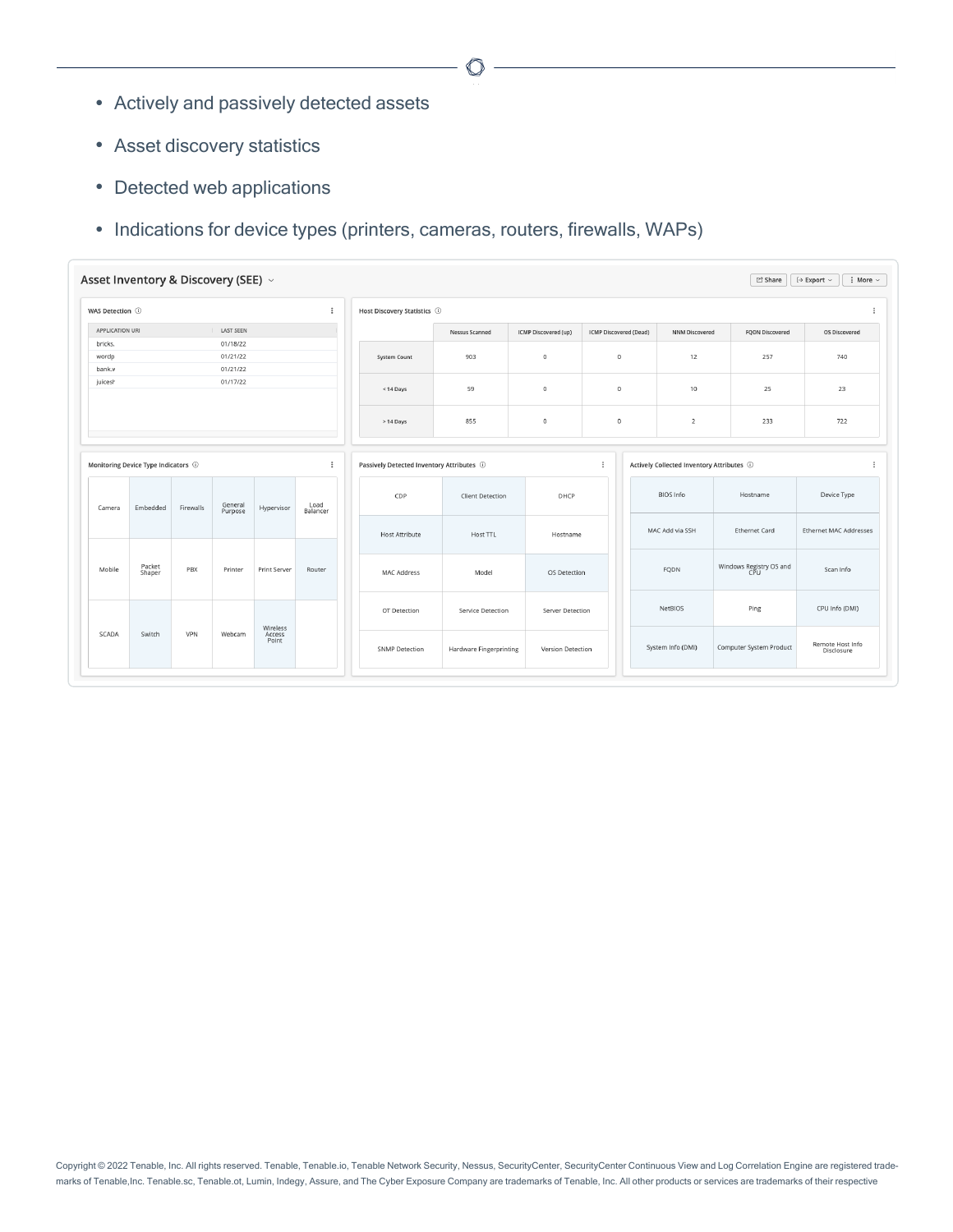- Actively and passively detected assets
- Asset discovery statistics
- Detected web applications
- Indications for device types (printers, cameras, routers, firewalls, WAPs)

## Asset Inventory & Discovery (SEE)

Share | Export | More

### WAS Detection

| APPLICATION URI | LAST SEEN |
|---|---|
| bricks. | 01/18/22 |
| wordp | 01/21/22 |
| bank.v | 01/21/22 |
| juicesh | 01/17/22 |

### Host Discovery Statistics

| | Nessus Scanned | ICMP Discovered (up) | ICMP Discovered (Dead) | NNM Discovered | FQDN Discovered | OS Discovered |
|---|---|---|---|---|---|---|
| System Count | 903 | 0 | 0 | 12 | 257 | 740 |
| < 14 Days | 59 | 0 | 0 | 10 | 25 | 23 |
| > 14 Days | 855 | 0 | 0 | 2 | 233 | 722 |

### Monitoring Device Type Indicators

| | | | | | |
|---|---|---|---|---|---|
| Camera | Embedded | Firewalls | General Purpose | Hypervisor | Load Balancer |
| Mobile | Packet Shaper | PBX | Printer | Print Server | Router |
| SCADA | Switch | VPN | Webcam | Wireless Access Point | |

### Passively Detected Inventory Attributes

| | | |
|---|---|---|
| CDP | Client Detection | DHCP |
| Host Attribute | Host TTL | Hostname |
| MAC Address | Model | OS Detection |
| OT Detection | Service Detection | Server Detection |
| SNMP Detection | Hardware Fingerprinting | Version Detection |

### Actively Collected Inventory Attributes

| | | |
|---|---|---|
| BIOS Info | Hostname | Device Type |
| MAC Add via SSH | Ethernet Card | Ethernet MAC Addresses |
| FQDN | Windows Registry OS and CPU | Scan Info |
| NetBIOS | Ping | CPU Info (DMI) |
| System Info (DMI) | Computer System Product | Remote Host Info Disclosure |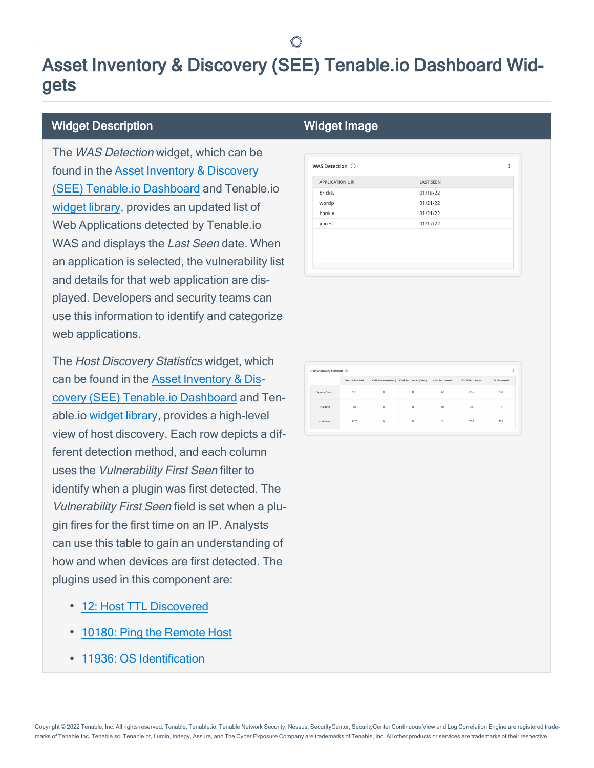# Asset Inventory & Discovery (SEE) Tenable.io Dashboard Widgets

| Widget Description | Widget Image |
|---|---|
| The *WAS Detection* widget, which can be found in the Asset Inventory & Discovery (SEE) Tenable.io Dashboard and Tenable.io widget library, provides an updated list of Web Applications detected by Tenable.io WAS and displays the *Last Seen* date. When an application is selected, the vulnerability list and details for that web application are displayed. Developers and security teams can use this information to identify and categorize web applications. | |
| The *Host Discovery Statistics* widget, which can be found in the Asset Inventory & Discovery (SEE) Tenable.io Dashboard and Tenable.io widget library, provides a high-level view of host discovery. Each row depicts a different detection method, and each column uses the *Vulnerability First Seen* filter to identify when a plugin was first detected. The *Vulnerability First Seen* field is set when a plugin fires for the first time on an IP. Analysts can use this table to gain an understanding of how and when devices are first detected. The plugins used in this component are:<br>• 12: Host TTL Discovered<br>• 10180: Ping the Remote Host<br>• 11936: OS Identification | |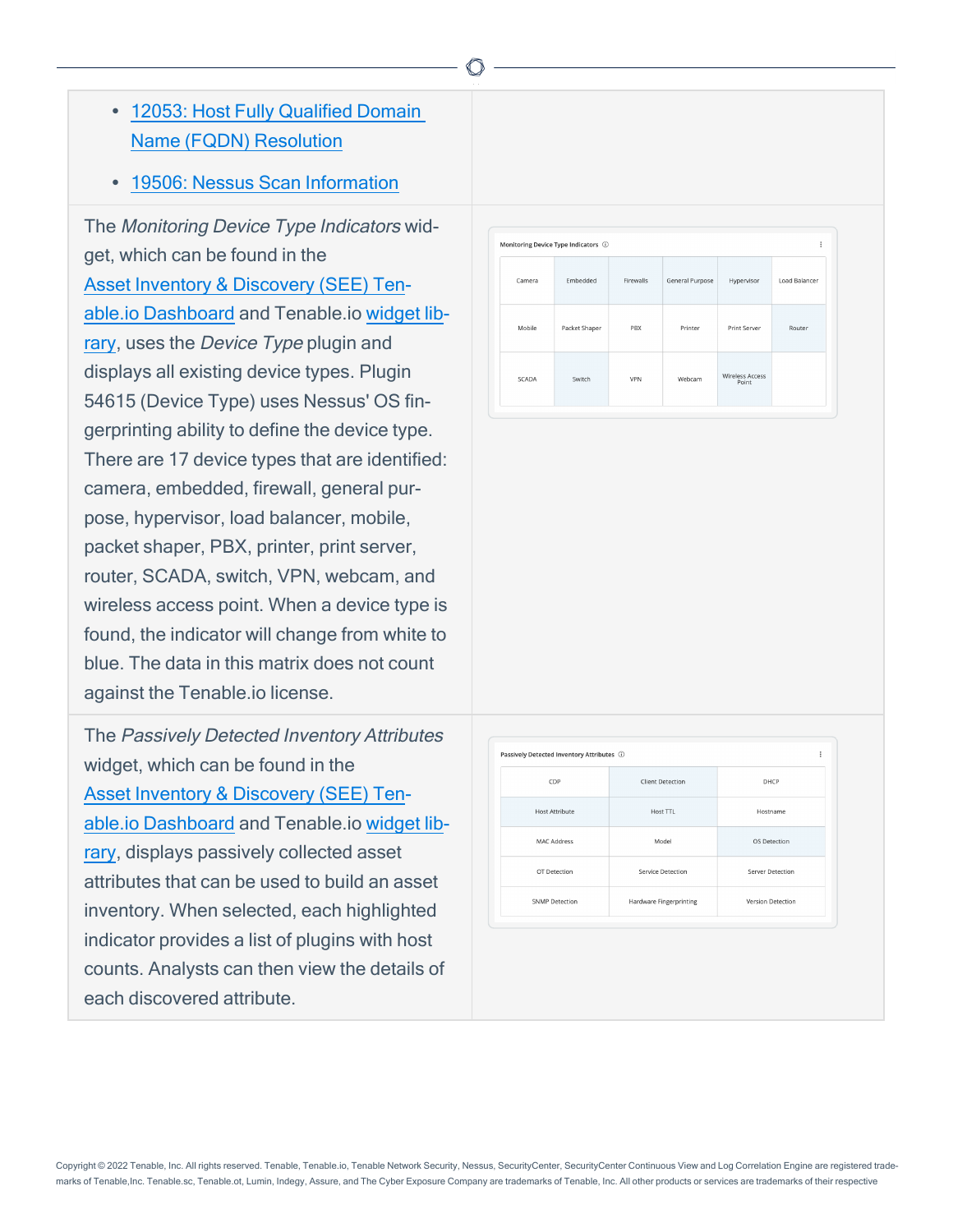- [12053: Host Fully Qualified Domain Name (FQDN) Resolution]()
- [19506: Nessus Scan Information]()

The *Monitoring Device Type Indicators* widget, which can be found in the [Asset Inventory & Discovery (SEE) Tenable.io Dashboard]() and Tenable.io [widget library](), uses the *Device Type* plugin and displays all existing device types. Plugin 54615 (Device Type) uses Nessus' OS fingerprinting ability to define the device type. There are 17 device types that are identified: camera, embedded, firewall, general purpose, hypervisor, load balancer, mobile, packet shaper, PBX, printer, print server, router, SCADA, switch, VPN, webcam, and wireless access point. When a device type is found, the indicator will change from white to blue. The data in this matrix does not count against the Tenable.io license.

The *Passively Detected Inventory Attributes* widget, which can be found in the [Asset Inventory & Discovery (SEE) Tenable.io Dashboard]() and Tenable.io [widget library](), displays passively collected asset attributes that can be used to build an asset inventory. When selected, each highlighted indicator provides a list of plugins with host counts. Analysts can then view the details of each discovered attribute.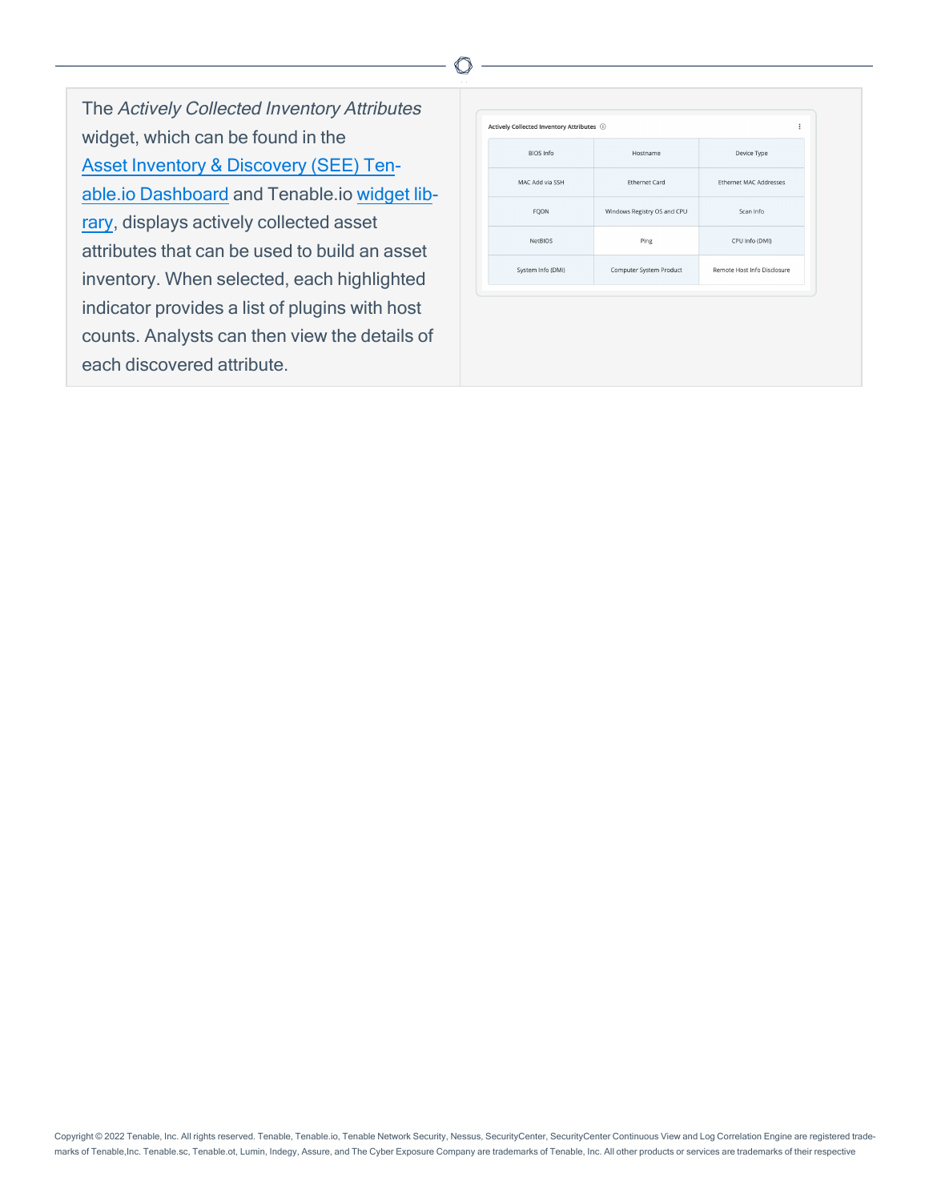The *Actively Collected Inventory Attributes* widget, which can be found in the [Asset Inventory & Discovery (SEE) Tenable.io Dashboard]() and Tenable.io [widget library](), displays actively collected asset attributes that can be used to build an asset inventory. When selected, each highlighted indicator provides a list of plugins with host counts. Analysts can then view the details of each discovered attribute.

**Actively Collected Inventory Attributes**

| | | |
|---|---|---|
| BIOS Info | Hostname | Device Type |
| MAC Add via SSH | Ethernet Card | Ethernet MAC Addresses |
| FQDN | Windows Registry OS and CPU | Scan Info |
| NetBIOS | Ping | CPU Info (DMI) |
| System Info (DMI) | Computer System Product | Remote Host Info Disclosure |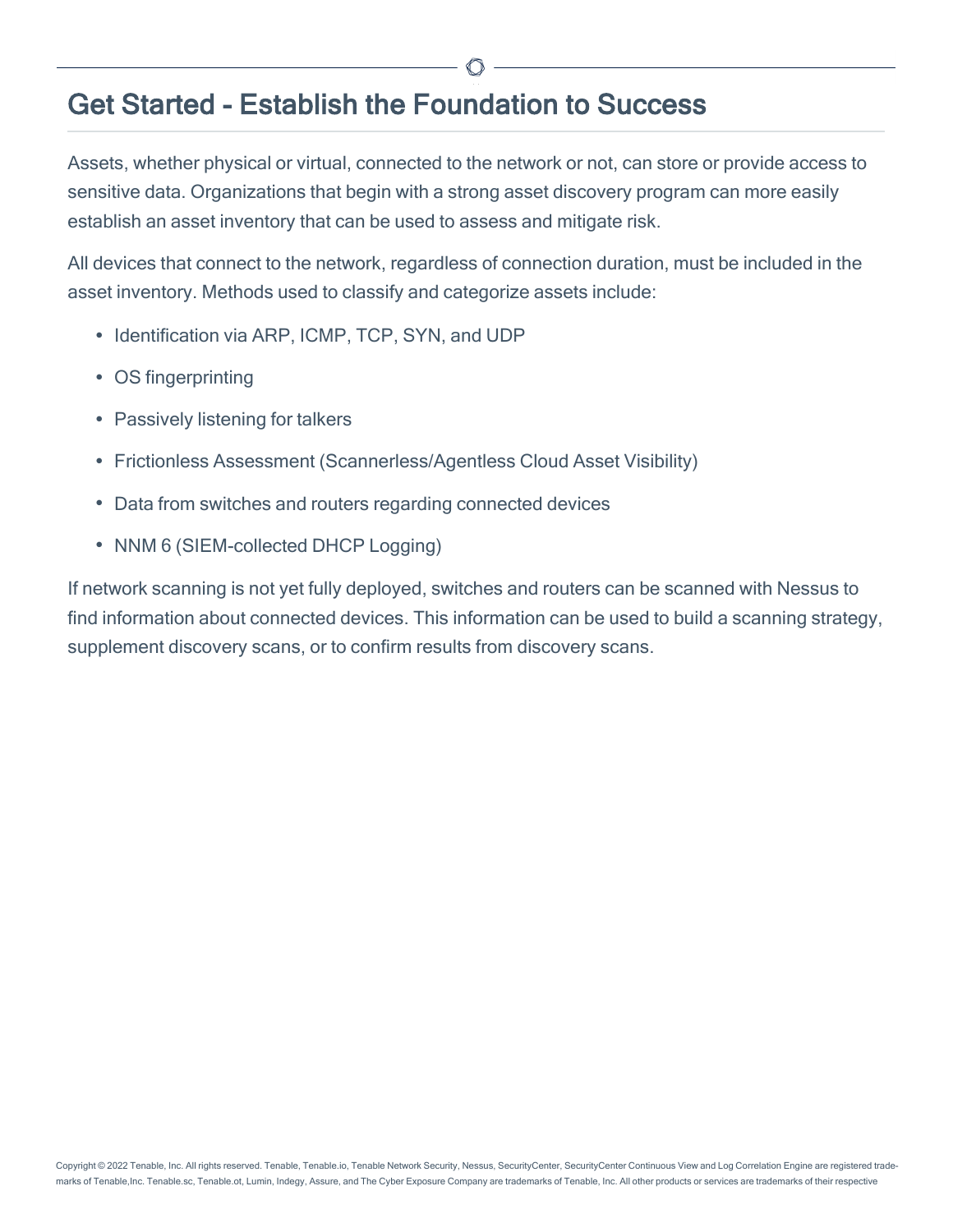# Get Started - Establish the Foundation to Success

Assets, whether physical or virtual, connected to the network or not, can store or provide access to sensitive data. Organizations that begin with a strong asset discovery program can more easily establish an asset inventory that can be used to assess and mitigate risk.

All devices that connect to the network, regardless of connection duration, must be included in the asset inventory. Methods used to classify and categorize assets include:

- Identification via ARP, ICMP, TCP, SYN, and UDP
- OS fingerprinting
- Passively listening for talkers
- Frictionless Assessment (Scannerless/Agentless Cloud Asset Visibility)
- Data from switches and routers regarding connected devices
- NNM 6 (SIEM-collected DHCP Logging)

If network scanning is not yet fully deployed, switches and routers can be scanned with Nessus to find information about connected devices. This information can be used to build a scanning strategy, supplement discovery scans, or to confirm results from discovery scans.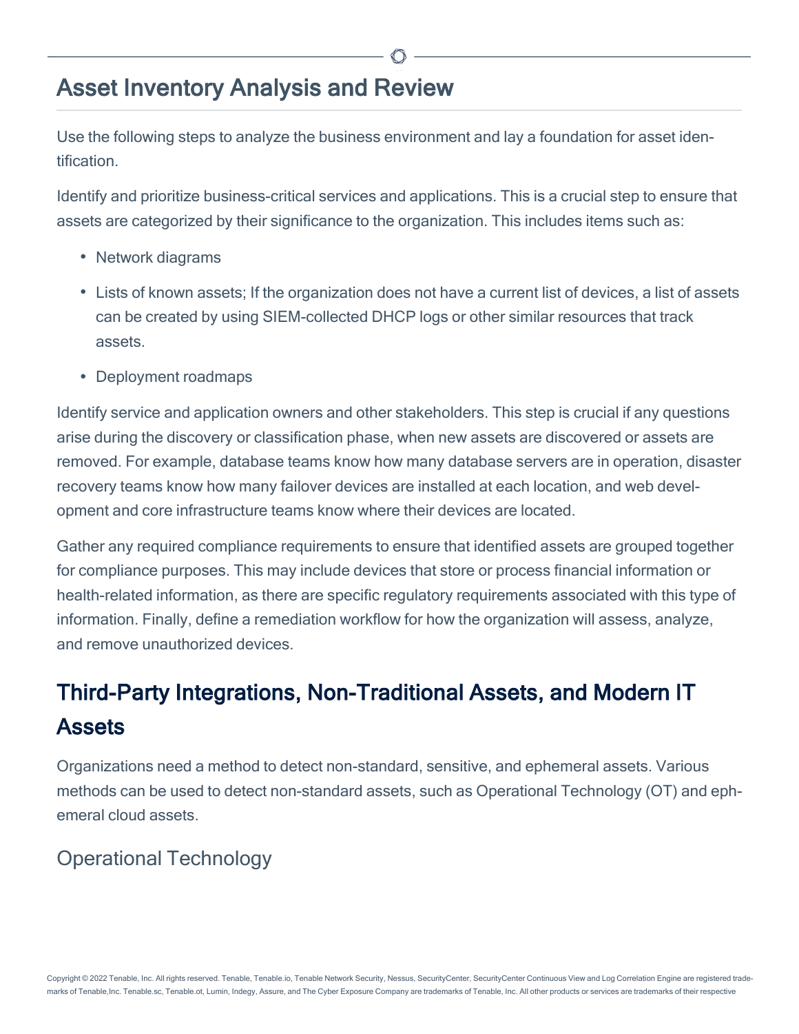# Asset Inventory Analysis and Review

Use the following steps to analyze the business environment and lay a foundation for asset identification.

Identify and prioritize business-critical services and applications. This is a crucial step to ensure that assets are categorized by their significance to the organization. This includes items such as:

- Network diagrams
- Lists of known assets; If the organization does not have a current list of devices, a list of assets can be created by using SIEM-collected DHCP logs or other similar resources that track assets.
- Deployment roadmaps

Identify service and application owners and other stakeholders. This step is crucial if any questions arise during the discovery or classification phase, when new assets are discovered or assets are removed. For example, database teams know how many database servers are in operation, disaster recovery teams know how many failover devices are installed at each location, and web development and core infrastructure teams know where their devices are located.

Gather any required compliance requirements to ensure that identified assets are grouped together for compliance purposes. This may include devices that store or process financial information or health-related information, as there are specific regulatory requirements associated with this type of information. Finally, define a remediation workflow for how the organization will assess, analyze, and remove unauthorized devices.

## Third-Party Integrations, Non-Traditional Assets, and Modern IT Assets

Organizations need a method to detect non-standard, sensitive, and ephemeral assets. Various methods can be used to detect non-standard assets, such as Operational Technology (OT) and ephemeral cloud assets.

### Operational Technology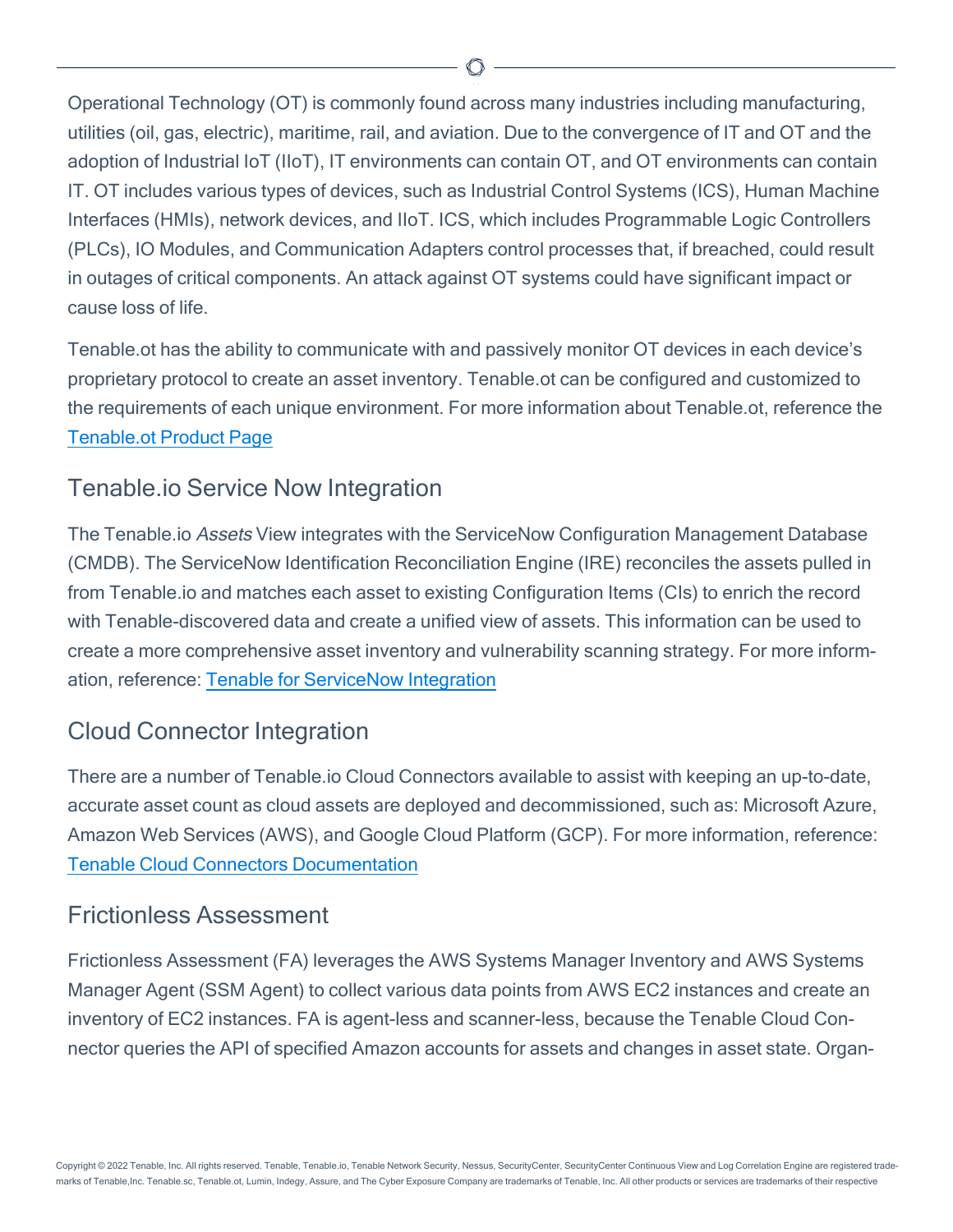Operational Technology (OT) is commonly found across many industries including manufacturing, utilities (oil, gas, electric), maritime, rail, and aviation. Due to the convergence of IT and OT and the adoption of Industrial IoT (IIoT), IT environments can contain OT, and OT environments can contain IT. OT includes various types of devices, such as Industrial Control Systems (ICS), Human Machine Interfaces (HMIs), network devices, and IIoT. ICS, which includes Programmable Logic Controllers (PLCs), IO Modules, and Communication Adapters control processes that, if breached, could result in outages of critical components. An attack against OT systems could have significant impact or cause loss of life.

Tenable.ot has the ability to communicate with and passively monitor OT devices in each device's proprietary protocol to create an asset inventory. Tenable.ot can be configured and customized to the requirements of each unique environment. For more information about Tenable.ot, reference the [Tenable.ot Product Page]

## Tenable.io Service Now Integration

The Tenable.io *Assets* View integrates with the ServiceNow Configuration Management Database (CMDB). The ServiceNow Identification Reconciliation Engine (IRE) reconciles the assets pulled in from Tenable.io and matches each asset to existing Configuration Items (CIs) to enrich the record with Tenable-discovered data and create a unified view of assets. This information can be used to create a more comprehensive asset inventory and vulnerability scanning strategy. For more information, reference: [Tenable for ServiceNow Integration]

## Cloud Connector Integration

There are a number of Tenable.io Cloud Connectors available to assist with keeping an up-to-date, accurate asset count as cloud assets are deployed and decommissioned, such as: Microsoft Azure, Amazon Web Services (AWS), and Google Cloud Platform (GCP). For more information, reference: [Tenable Cloud Connectors Documentation]

## Frictionless Assessment

Frictionless Assessment (FA) leverages the AWS Systems Manager Inventory and AWS Systems Manager Agent (SSM Agent) to collect various data points from AWS EC2 instances and create an inventory of EC2 instances. FA is agent-less and scanner-less, because the Tenable Cloud Connector queries the API of specified Amazon accounts for assets and changes in asset state. Organ-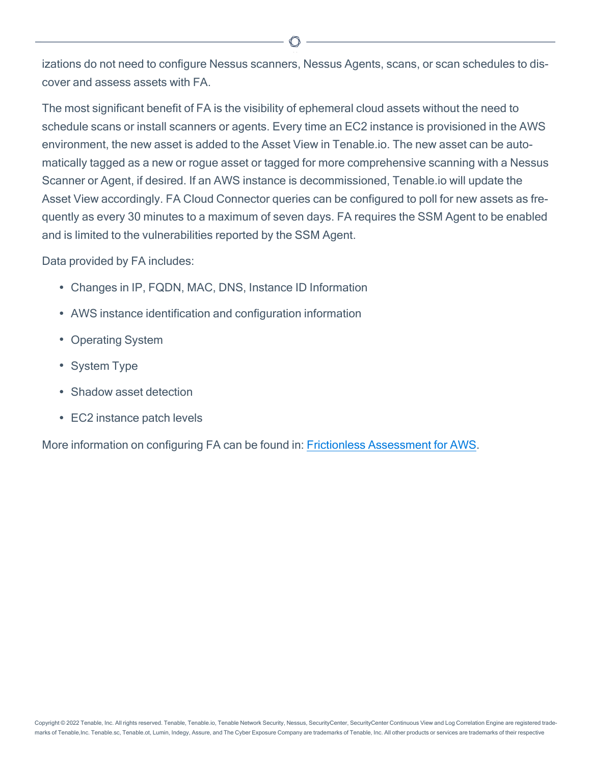izations do not need to configure Nessus scanners, Nessus Agents, scans, or scan schedules to discover and assess assets with FA.

The most significant benefit of FA is the visibility of ephemeral cloud assets without the need to schedule scans or install scanners or agents. Every time an EC2 instance is provisioned in the AWS environment, the new asset is added to the Asset View in Tenable.io. The new asset can be automatically tagged as a new or rogue asset or tagged for more comprehensive scanning with a Nessus Scanner or Agent, if desired. If an AWS instance is decommissioned, Tenable.io will update the Asset View accordingly. FA Cloud Connector queries can be configured to poll for new assets as frequently as every 30 minutes to a maximum of seven days. FA requires the SSM Agent to be enabled and is limited to the vulnerabilities reported by the SSM Agent.

Data provided by FA includes:

- Changes in IP, FQDN, MAC, DNS, Instance ID Information
- AWS instance identification and configuration information
- Operating System
- System Type
- Shadow asset detection
- EC2 instance patch levels

More information on configuring FA can be found in: [Frictionless Assessment for AWS](Frictionless Assessment for AWS).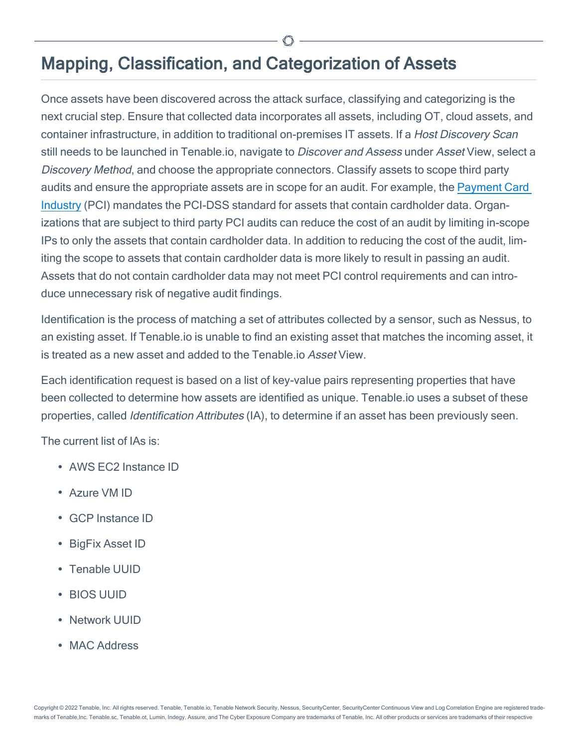# Mapping, Classification, and Categorization of Assets

Once assets have been discovered across the attack surface, classifying and categorizing is the next crucial step. Ensure that collected data incorporates all assets, including OT, cloud assets, and container infrastructure, in addition to traditional on-premises IT assets. If a *Host Discovery Scan* still needs to be launched in Tenable.io, navigate to *Discover and Assess* under *Asset* View, select a *Discovery Method*, and choose the appropriate connectors. Classify assets to scope third party audits and ensure the appropriate assets are in scope for an audit. For example, the [Payment Card Industry](https://www.pcisecuritystandards.org/) (PCI) mandates the PCI-DSS standard for assets that contain cardholder data. Organizations that are subject to third party PCI audits can reduce the cost of an audit by limiting in-scope IPs to only the assets that contain cardholder data. In addition to reducing the cost of the audit, limiting the scope to assets that contain cardholder data is more likely to result in passing an audit. Assets that do not contain cardholder data may not meet PCI control requirements and can introduce unnecessary risk of negative audit findings.

Identification is the process of matching a set of attributes collected by a sensor, such as Nessus, to an existing asset. If Tenable.io is unable to find an existing asset that matches the incoming asset, it is treated as a new asset and added to the Tenable.io *Asset* View.

Each identification request is based on a list of key-value pairs representing properties that have been collected to determine how assets are identified as unique. Tenable.io uses a subset of these properties, called *Identification Attributes* (IA), to determine if an asset has been previously seen.

The current list of IAs is:

- AWS EC2 Instance ID
- Azure VM ID
- GCP Instance ID
- BigFix Asset ID
- Tenable UUID
- BIOS UUID
- Network UUID
- MAC Address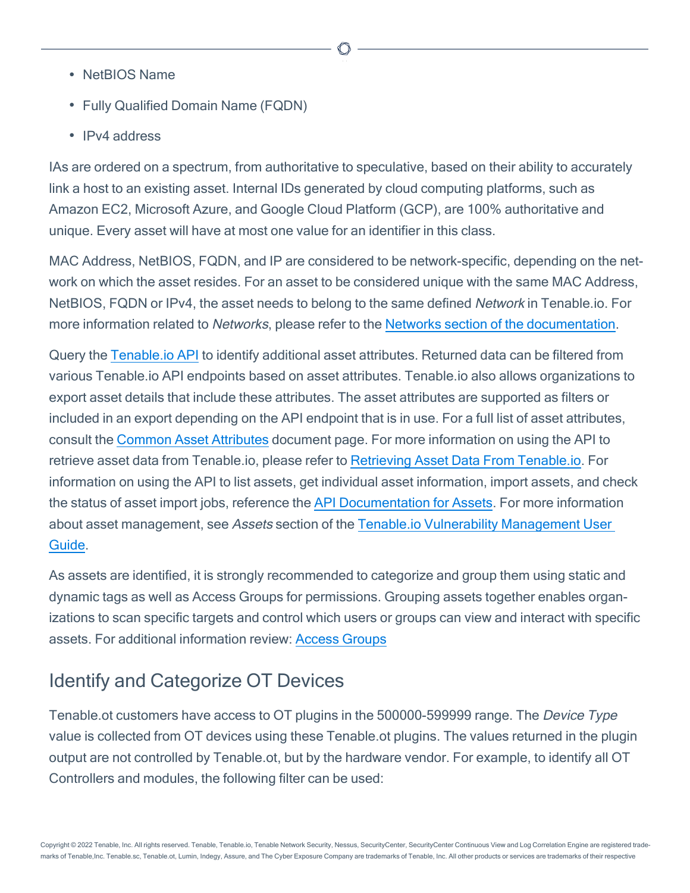- NetBIOS Name
- Fully Qualified Domain Name (FQDN)
- IPv4 address

IAs are ordered on a spectrum, from authoritative to speculative, based on their ability to accurately link a host to an existing asset. Internal IDs generated by cloud computing platforms, such as Amazon EC2, Microsoft Azure, and Google Cloud Platform (GCP), are 100% authoritative and unique. Every asset will have at most one value for an identifier in this class.

MAC Address, NetBIOS, FQDN, and IP are considered to be network-specific, depending on the network on which the asset resides. For an asset to be considered unique with the same MAC Address, NetBIOS, FQDN or IPv4, the asset needs to belong to the same defined *Network* in Tenable.io. For more information related to *Networks*, please refer to the [Networks section of the documentation](Networks section of the documentation).

Query the [Tenable.io API](Tenable.io API) to identify additional asset attributes. Returned data can be filtered from various Tenable.io API endpoints based on asset attributes. Tenable.io also allows organizations to export asset details that include these attributes. The asset attributes are supported as filters or included in an export depending on the API endpoint that is in use. For a full list of asset attributes, consult the [Common Asset Attributes](Common Asset Attributes) document page. For more information on using the API to retrieve asset data from Tenable.io, please refer to [Retrieving Asset Data From Tenable.io](Retrieving Asset Data From Tenable.io). For information on using the API to list assets, get individual asset information, import assets, and check the status of asset import jobs, reference the [API Documentation for Assets](API Documentation for Assets). For more information about asset management, see *Assets* section of the [Tenable.io Vulnerability Management User Guide](Tenable.io Vulnerability Management User Guide).

As assets are identified, it is strongly recommended to categorize and group them using static and dynamic tags as well as Access Groups for permissions. Grouping assets together enables organizations to scan specific targets and control which users or groups can view and interact with specific assets. For additional information review: [Access Groups](Access Groups)

## Identify and Categorize OT Devices

Tenable.ot customers have access to OT plugins in the 500000-599999 range. The *Device Type* value is collected from OT devices using these Tenable.ot plugins. The values returned in the plugin output are not controlled by Tenable.ot, but by the hardware vendor. For example, to identify all OT Controllers and modules, the following filter can be used: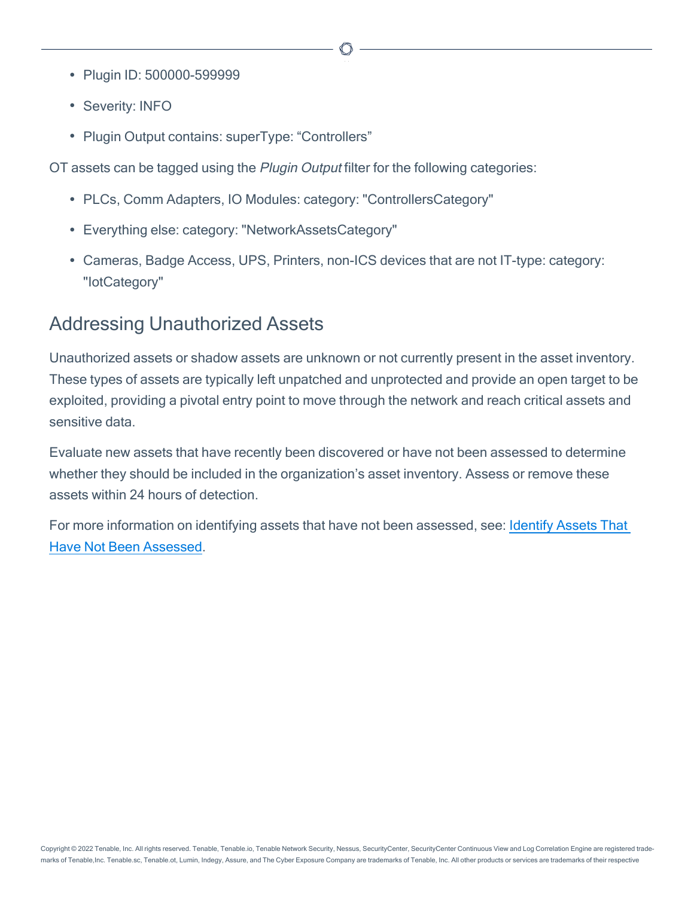- Plugin ID: 500000-599999
- Severity: INFO
- Plugin Output contains: superType: “Controllers”

OT assets can be tagged using the *Plugin Output* filter for the following categories:

- PLCs, Comm Adapters, IO Modules: category: "ControllersCategory"
- Everything else: category: "NetworkAssetsCategory"
- Cameras, Badge Access, UPS, Printers, non-ICS devices that are not IT-type: category: "IotCategory"

## Addressing Unauthorized Assets

Unauthorized assets or shadow assets are unknown or not currently present in the asset inventory. These types of assets are typically left unpatched and unprotected and provide an open target to be exploited, providing a pivotal entry point to move through the network and reach critical assets and sensitive data.

Evaluate new assets that have recently been discovered or have not been assessed to determine whether they should be included in the organization’s asset inventory. Assess or remove these assets within 24 hours of detection.

For more information on identifying assets that have not been assessed, see: Identify Assets That Have Not Been Assessed.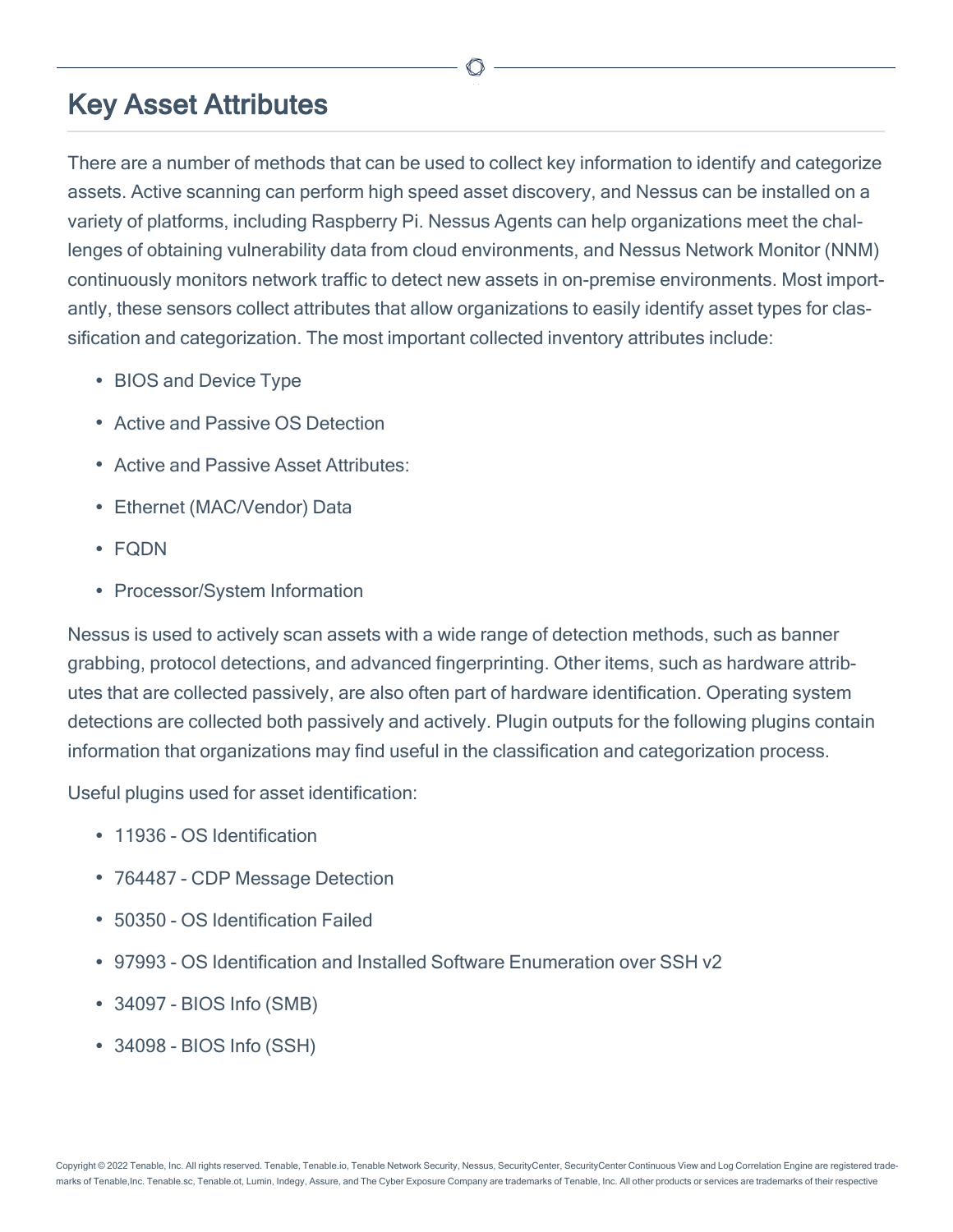## Key Asset Attributes

There are a number of methods that can be used to collect key information to identify and categorize assets. Active scanning can perform high speed asset discovery, and Nessus can be installed on a variety of platforms, including Raspberry Pi. Nessus Agents can help organizations meet the challenges of obtaining vulnerability data from cloud environments, and Nessus Network Monitor (NNM) continuously monitors network traffic to detect new assets in on-premise environments. Most importantly, these sensors collect attributes that allow organizations to easily identify asset types for classification and categorization. The most important collected inventory attributes include:

- BIOS and Device Type
- Active and Passive OS Detection
- Active and Passive Asset Attributes:
- Ethernet (MAC/Vendor) Data
- FQDN
- Processor/System Information

Nessus is used to actively scan assets with a wide range of detection methods, such as banner grabbing, protocol detections, and advanced fingerprinting. Other items, such as hardware attributes that are collected passively, are also often part of hardware identification. Operating system detections are collected both passively and actively. Plugin outputs for the following plugins contain information that organizations may find useful in the classification and categorization process.

Useful plugins used for asset identification:

- 11936 - OS Identification
- 764487 - CDP Message Detection
- 50350 - OS Identification Failed
- 97993 - OS Identification and Installed Software Enumeration over SSH v2
- 34097 - BIOS Info (SMB)
- 34098 - BIOS Info (SSH)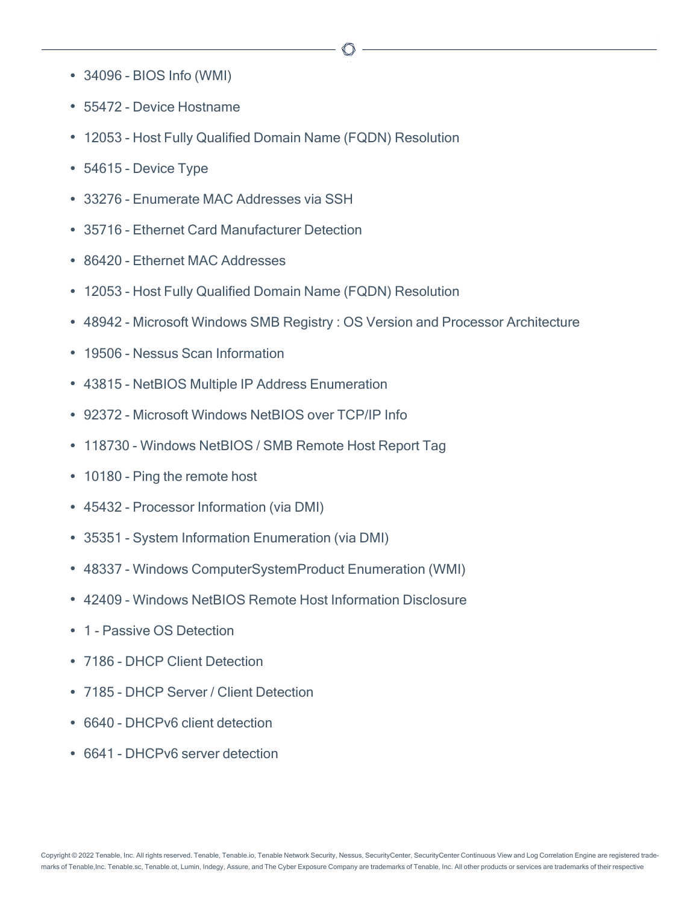- 34096 - BIOS Info (WMI)
- 55472 - Device Hostname
- 12053 - Host Fully Qualified Domain Name (FQDN) Resolution
- 54615 - Device Type
- 33276 - Enumerate MAC Addresses via SSH
- 35716 - Ethernet Card Manufacturer Detection
- 86420 - Ethernet MAC Addresses
- 12053 - Host Fully Qualified Domain Name (FQDN) Resolution
- 48942 - Microsoft Windows SMB Registry : OS Version and Processor Architecture
- 19506 - Nessus Scan Information
- 43815 - NetBIOS Multiple IP Address Enumeration
- 92372 - Microsoft Windows NetBIOS over TCP/IP Info
- 118730 - Windows NetBIOS / SMB Remote Host Report Tag
- 10180 - Ping the remote host
- 45432 - Processor Information (via DMI)
- 35351 - System Information Enumeration (via DMI)
- 48337 - Windows ComputerSystemProduct Enumeration (WMI)
- 42409 - Windows NetBIOS Remote Host Information Disclosure
- 1 - Passive OS Detection
- 7186 - DHCP Client Detection
- 7185 - DHCP Server / Client Detection
- 6640 - DHCPv6 client detection
- 6641 - DHCPv6 server detection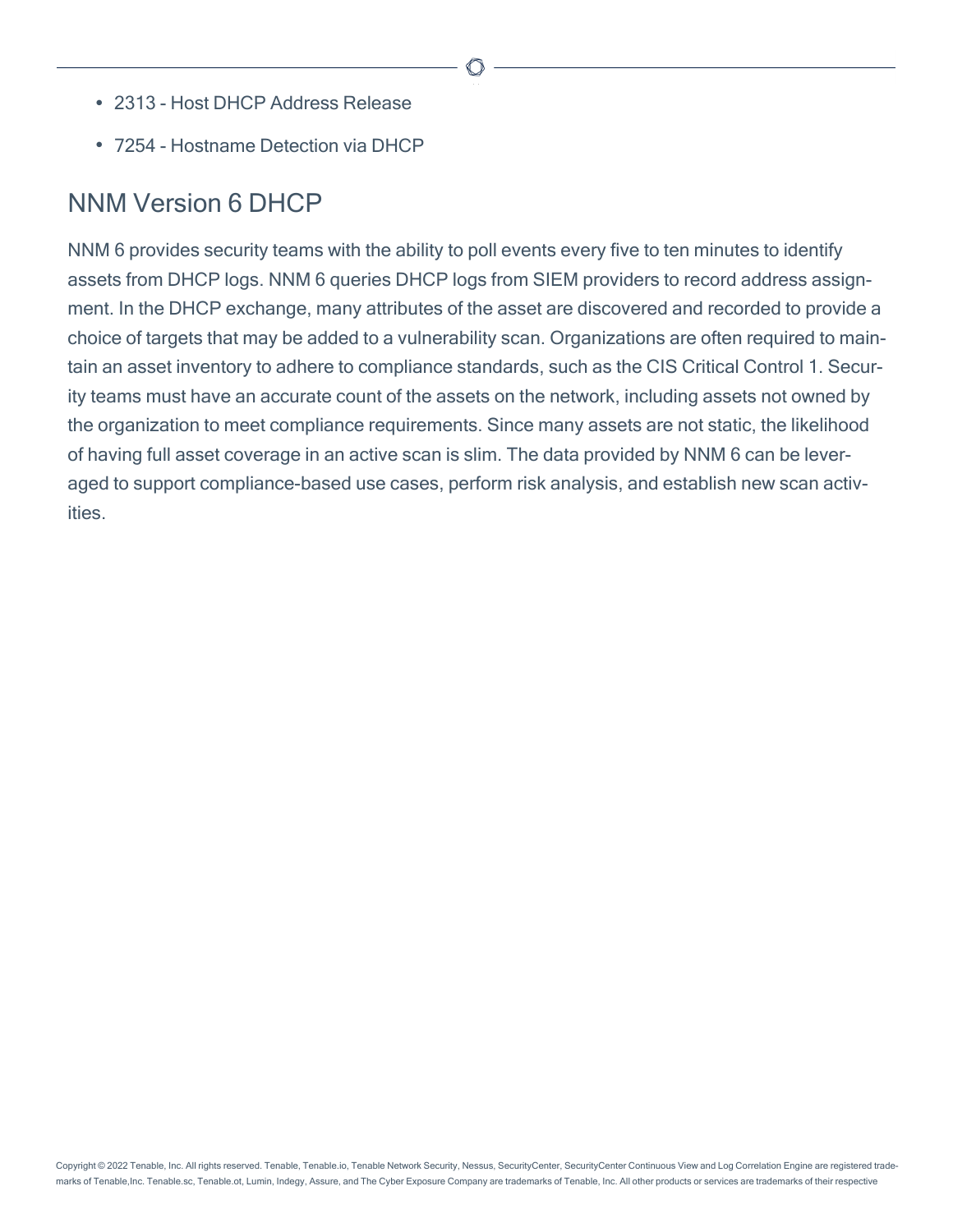- 2313 - Host DHCP Address Release
- 7254 - Hostname Detection via DHCP

## NNM Version 6 DHCP

NNM 6 provides security teams with the ability to poll events every five to ten minutes to identify assets from DHCP logs. NNM 6 queries DHCP logs from SIEM providers to record address assignment. In the DHCP exchange, many attributes of the asset are discovered and recorded to provide a choice of targets that may be added to a vulnerability scan. Organizations are often required to maintain an asset inventory to adhere to compliance standards, such as the CIS Critical Control 1. Security teams must have an accurate count of the assets on the network, including assets not owned by the organization to meet compliance requirements. Since many assets are not static, the likelihood of having full asset coverage in an active scan is slim. The data provided by NNM 6 can be leveraged to support compliance-based use cases, perform risk analysis, and establish new scan activities.